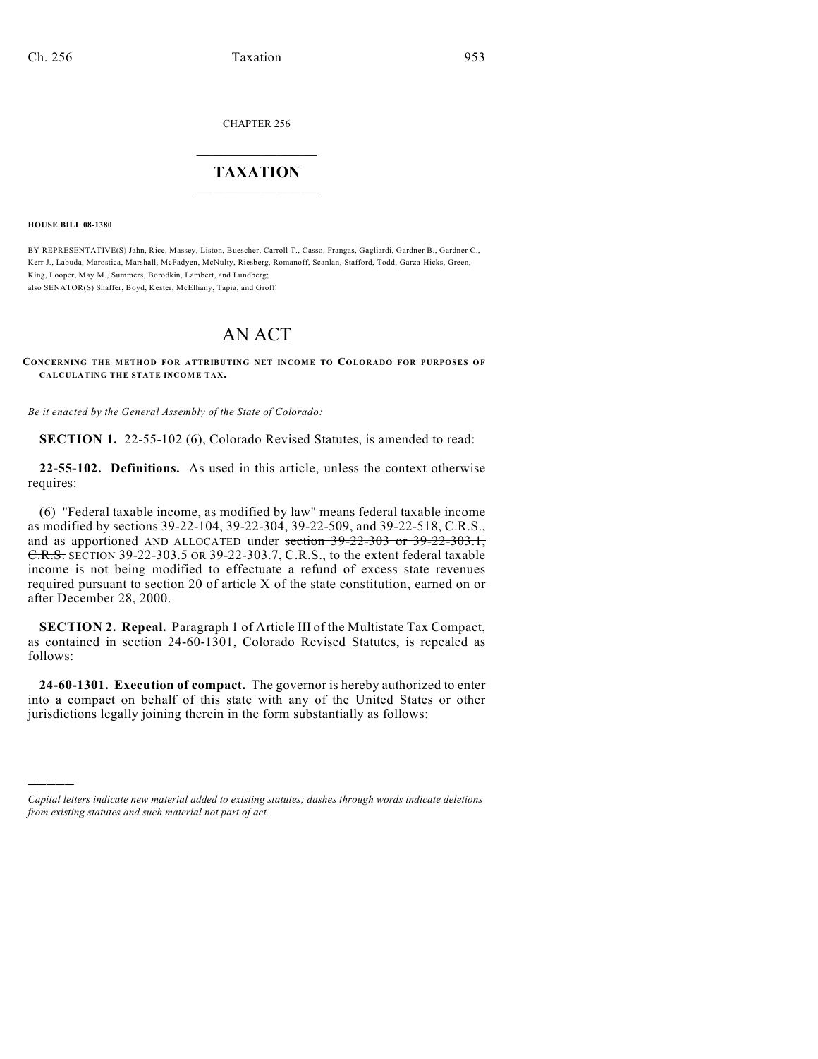CHAPTER 256

# TAXATION

**HOUSE BILL 08-1380**

BY REPRESENTATIVE(S) Jahn, Rice, Massey, Liston, Buescher, Carroll T., Casso, Frangas, Gagliardi, Gardner B., Gardner C., Kerr J., Labuda, Marostica, Marshall, McFadyen, McNulty, Riesberg, Romanoff, Scanlan, Stafford, Todd, Garza-Hicks, Green, King, Looper, May M., Summers, Borodkin, Lambert, and Lundberg;
also SENATOR(S) Shaffer, Boyd, Kester, McElhany, Tapia, and Groff.

# AN ACT

**CONCERNING THE METHOD FOR ATTRIBUTING NET INCOME TO COLORADO FOR PURPOSES OF CALCULATING THE STATE INCOME TAX.**

*Be it enacted by the General Assembly of the State of Colorado:*

**SECTION 1.** 22-55-102 (6), Colorado Revised Statutes, is amended to read:

**22-55-102. Definitions.** As used in this article, unless the context otherwise requires:

(6) "Federal taxable income, as modified by law" means federal taxable income as modified by sections 39-22-104, 39-22-304, 39-22-509, and 39-22-518, C.R.S., and as apportioned AND ALLOCATED under ~~section 39-22-303 or 39-22-303.1, C.R.S.~~ SECTION 39-22-303.5 OR 39-22-303.7, C.R.S., to the extent federal taxable income is not being modified to effectuate a refund of excess state revenues required pursuant to section 20 of article X of the state constitution, earned on or after December 28, 2000.

**SECTION 2. Repeal.** Paragraph 1 of Article III of the Multistate Tax Compact, as contained in section 24-60-1301, Colorado Revised Statutes, is repealed as follows:

**24-60-1301. Execution of compact.** The governor is hereby authorized to enter into a compact on behalf of this state with any of the United States or other jurisdictions legally joining therein in the form substantially as follows:

---

*Capital letters indicate new material added to existing statutes; dashes through words indicate deletions from existing statutes and such material not part of act.*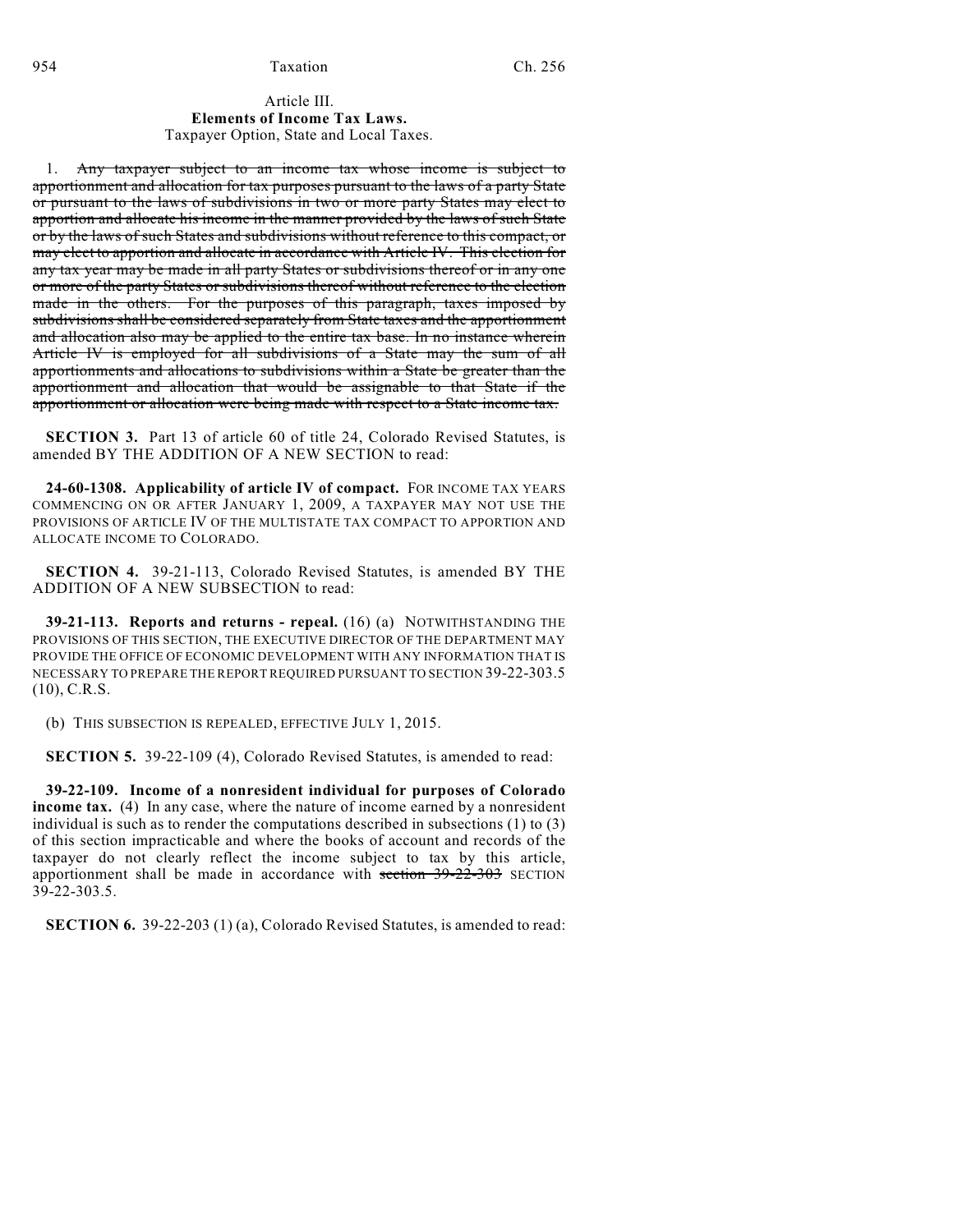Article III.
**Elements of Income Tax Laws.**
Taxpayer Option, State and Local Taxes.

1. ~~Any taxpayer subject to an income tax whose income is subject to apportionment and allocation for tax purposes pursuant to the laws of a party State or pursuant to the laws of subdivisions in two or more party States may elect to apportion and allocate his income in the manner provided by the laws of such State or by the laws of such States and subdivisions without reference to this compact, or may elect to apportion and allocate in accordance with Article IV. This election for any tax year may be made in all party States or subdivisions thereof or in any one or more of the party States or subdivisions thereof without reference to the election made in the others. For the purposes of this paragraph, taxes imposed by subdivisions shall be considered separately from State taxes and the apportionment and allocation also may be applied to the entire tax base. In no instance wherein Article IV is employed for all subdivisions of a State may the sum of all apportionments and allocations to subdivisions within a State be greater than the apportionment and allocation that would be assignable to that State if the apportionment or allocation were being made with respect to a State income tax.~~

**SECTION 3.** Part 13 of article 60 of title 24, Colorado Revised Statutes, is amended BY THE ADDITION OF A NEW SECTION to read:

**24-60-1308. Applicability of article IV of compact.** FOR INCOME TAX YEARS COMMENCING ON OR AFTER JANUARY 1, 2009, A TAXPAYER MAY NOT USE THE PROVISIONS OF ARTICLE IV OF THE MULTISTATE TAX COMPACT TO APPORTION AND ALLOCATE INCOME TO COLORADO.

**SECTION 4.** 39-21-113, Colorado Revised Statutes, is amended BY THE ADDITION OF A NEW SUBSECTION to read:

**39-21-113. Reports and returns - repeal.** (16) (a) NOTWITHSTANDING THE PROVISIONS OF THIS SECTION, THE EXECUTIVE DIRECTOR OF THE DEPARTMENT MAY PROVIDE THE OFFICE OF ECONOMIC DEVELOPMENT WITH ANY INFORMATION THAT IS NECESSARY TO PREPARE THE REPORT REQUIRED PURSUANT TO SECTION 39-22-303.5 (10), C.R.S.

(b) THIS SUBSECTION IS REPEALED, EFFECTIVE JULY 1, 2015.

**SECTION 5.** 39-22-109 (4), Colorado Revised Statutes, is amended to read:

**39-22-109. Income of a nonresident individual for purposes of Colorado income tax.** (4) In any case, where the nature of income earned by a nonresident individual is such as to render the computations described in subsections (1) to (3) of this section impracticable and where the books of account and records of the taxpayer do not clearly reflect the income subject to tax by this article, apportionment shall be made in accordance with ~~section 39-22-303~~ SECTION 39-22-303.5.

**SECTION 6.** 39-22-203 (1) (a), Colorado Revised Statutes, is amended to read: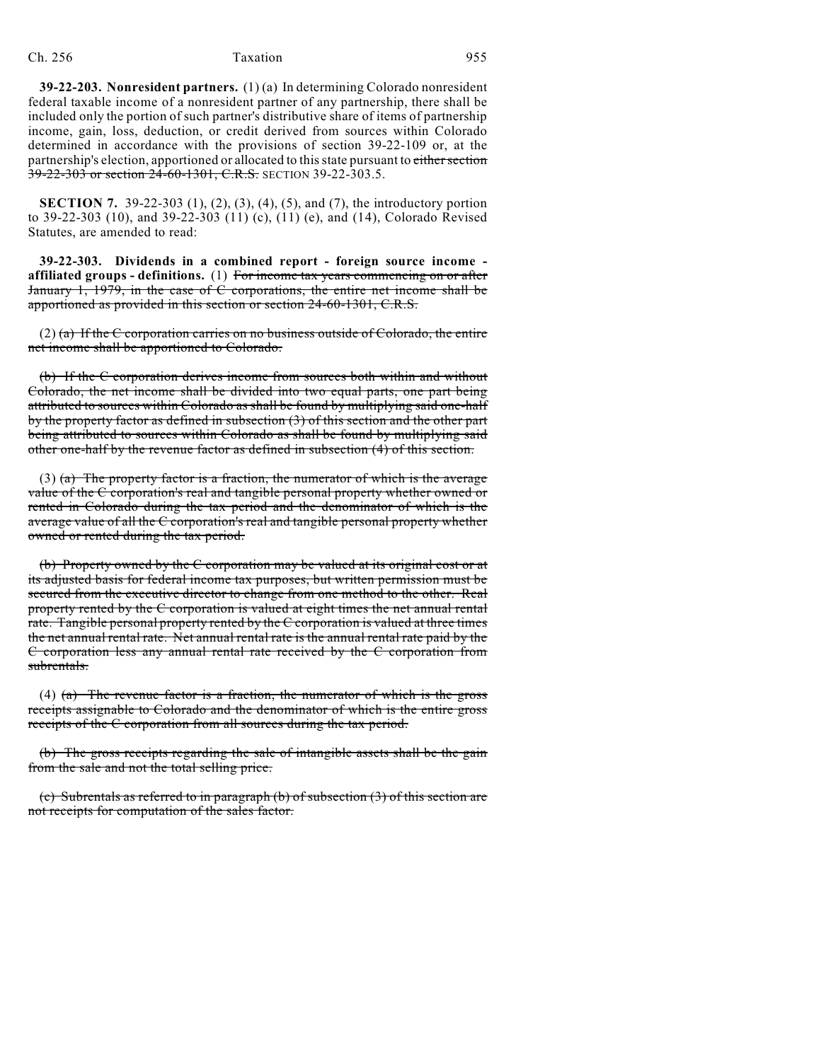**39-22-203. Nonresident partners.** (1) (a) In determining Colorado nonresident federal taxable income of a nonresident partner of any partnership, there shall be included only the portion of such partner's distributive share of items of partnership income, gain, loss, deduction, or credit derived from sources within Colorado determined in accordance with the provisions of section 39-22-109 or, at the partnership's election, apportioned or allocated to this state pursuant to ~~either section 39-22-303 or section 24-60-1301, C.R.S.~~ SECTION 39-22-303.5.

**SECTION 7.** 39-22-303 (1), (2), (3), (4), (5), and (7), the introductory portion to 39-22-303 (10), and 39-22-303 (11) (c), (11) (e), and (14), Colorado Revised Statutes, are amended to read:

**39-22-303. Dividends in a combined report - foreign source income - affiliated groups - definitions.** (1) ~~For income tax years commencing on or after January 1, 1979, in the case of C corporations, the entire net income shall be apportioned as provided in this section or section 24-60-1301, C.R.S.~~

(2) ~~(a) If the C corporation carries on no business outside of Colorado, the entire net income shall be apportioned to Colorado.~~

~~(b) If the C corporation derives income from sources both within and without Colorado, the net income shall be divided into two equal parts, one part being attributed to sources within Colorado as shall be found by multiplying said one-half by the property factor as defined in subsection (3) of this section and the other part being attributed to sources within Colorado as shall be found by multiplying said other one-half by the revenue factor as defined in subsection (4) of this section.~~

(3) ~~(a) The property factor is a fraction, the numerator of which is the average value of the C corporation's real and tangible personal property whether owned or rented in Colorado during the tax period and the denominator of which is the average value of all the C corporation's real and tangible personal property whether owned or rented during the tax period.~~

~~(b) Property owned by the C corporation may be valued at its original cost or at its adjusted basis for federal income tax purposes, but written permission must be secured from the executive director to change from one method to the other. Real property rented by the C corporation is valued at eight times the net annual rental rate. Tangible personal property rented by the C corporation is valued at three times the net annual rental rate. Net annual rental rate is the annual rental rate paid by the C corporation less any annual rental rate received by the C corporation from subrentals.~~

(4) ~~(a) The revenue factor is a fraction, the numerator of which is the gross receipts assignable to Colorado and the denominator of which is the entire gross receipts of the C corporation from all sources during the tax period.~~

~~(b) The gross receipts regarding the sale of intangible assets shall be the gain from the sale and not the total selling price.~~

~~(c) Subrentals as referred to in paragraph (b) of subsection (3) of this section are not receipts for computation of the sales factor.~~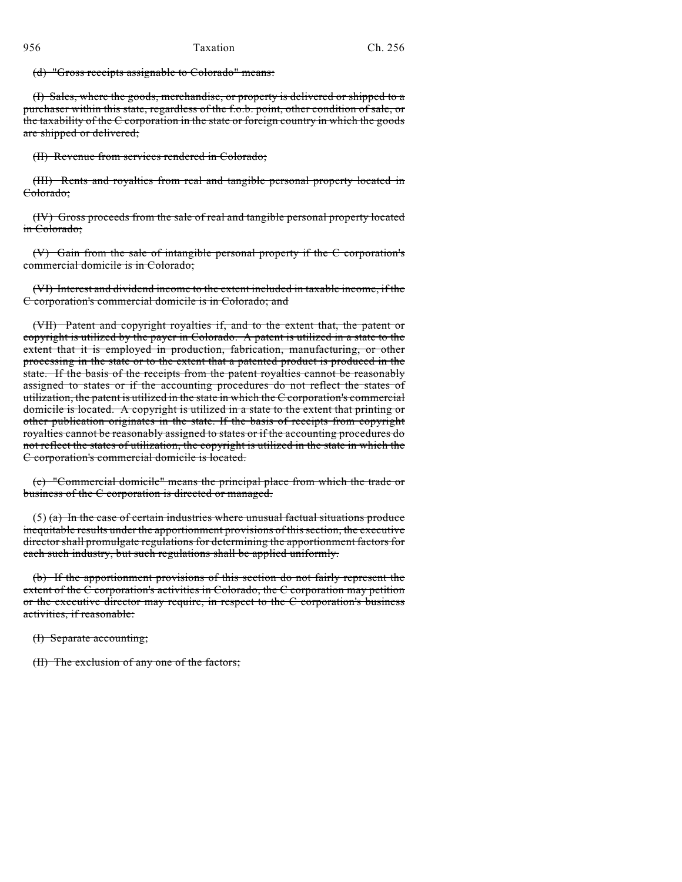~~(d) "Gross receipts assignable to Colorado" means:~~

~~(I) Sales, where the goods, merchandise, or property is delivered or shipped to a purchaser within this state, regardless of the f.o.b. point, other condition of sale, or the taxability of the C corporation in the state or foreign country in which the goods are shipped or delivered;~~

~~(II) Revenue from services rendered in Colorado;~~

~~(III) Rents and royalties from real and tangible personal property located in Colorado;~~

~~(IV) Gross proceeds from the sale of real and tangible personal property located in Colorado;~~

~~(V) Gain from the sale of intangible personal property if the C corporation's commercial domicile is in Colorado;~~

~~(VI) Interest and dividend income to the extent included in taxable income, if the C corporation's commercial domicile is in Colorado; and~~

~~(VII) Patent and copyright royalties if, and to the extent that, the patent or copyright is utilized by the payer in Colorado. A patent is utilized in a state to the extent that it is employed in production, fabrication, manufacturing, or other processing in the state or to the extent that a patented product is produced in the state. If the basis of the receipts from the patent royalties cannot be reasonably assigned to states or if the accounting procedures do not reflect the states of utilization, the patent is utilized in the state in which the C corporation's commercial domicile is located. A copyright is utilized in a state to the extent that printing or other publication originates in the state. If the basis of receipts from copyright royalties cannot be reasonably assigned to states or if the accounting procedures do not reflect the states of utilization, the copyright is utilized in the state in which the C corporation's commercial domicile is located.~~

~~(e) "Commercial domicile" means the principal place from which the trade or business of the C corporation is directed or managed.~~

(5) ~~(a) In the case of certain industries where unusual factual situations produce inequitable results under the apportionment provisions of this section, the executive director shall promulgate regulations for determining the apportionment factors for each such industry, but such regulations shall be applied uniformly.~~

~~(b) If the apportionment provisions of this section do not fairly represent the extent of the C corporation's activities in Colorado, the C corporation may petition or the executive director may require, in respect to the C corporation's business activities, if reasonable:~~

~~(I) Separate accounting;~~

~~(II) The exclusion of any one of the factors;~~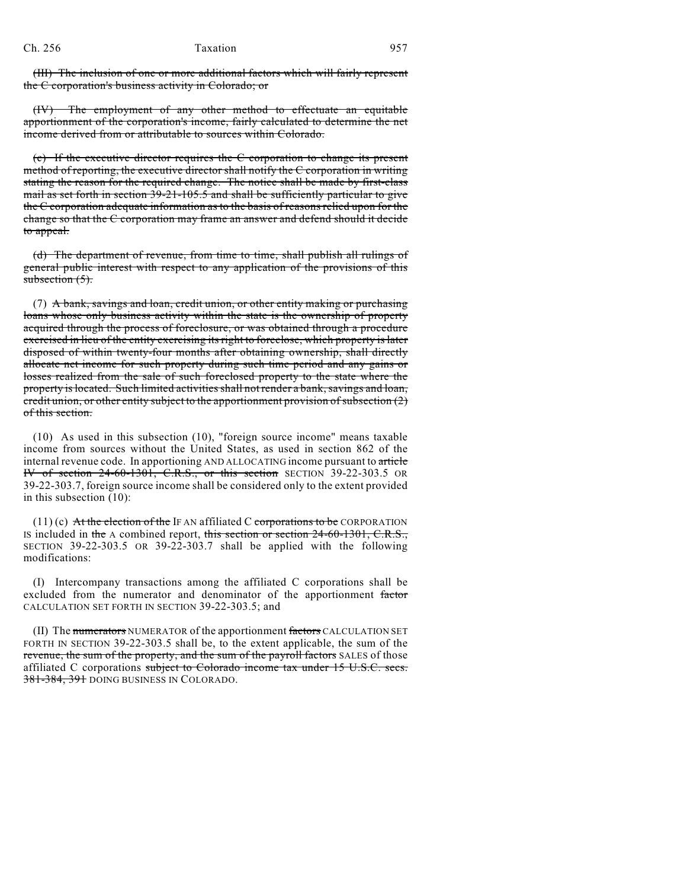~~(III) The inclusion of one or more additional factors which will fairly represent the C corporation's business activity in Colorado; or~~

~~(IV) The employment of any other method to effectuate an equitable apportionment of the corporation's income, fairly calculated to determine the net income derived from or attributable to sources within Colorado.~~

~~(c) If the executive director requires the C corporation to change its present method of reporting, the executive director shall notify the C corporation in writing stating the reason for the required change. The notice shall be made by first-class mail as set forth in section 39-21-105.5 and shall be sufficiently particular to give the C corporation adequate information as to the basis of reasons relied upon for the change so that the C corporation may frame an answer and defend should it decide to appeal.~~

~~(d) The department of revenue, from time to time, shall publish all rulings of general public interest with respect to any application of the provisions of this subsection (5).~~

(7) ~~A bank, savings and loan, credit union, or other entity making or purchasing loans whose only business activity within the state is the ownership of property acquired through the process of foreclosure, or was obtained through a procedure exercised in lieu of the entity exercising its right to foreclose, which property is later disposed of within twenty-four months after obtaining ownership, shall directly allocate net income for such property during such time period and any gains or losses realized from the sale of such foreclosed property to the state where the property is located. Such limited activities shall not render a bank, savings and loan, credit union, or other entity subject to the apportionment provision of subsection (2) of this section.~~

(10) As used in this subsection (10), "foreign source income" means taxable income from sources without the United States, as used in section 862 of the internal revenue code. In apportioning AND ALLOCATING income pursuant to ~~article IV of section 24-60-1301, C.R.S., or this section~~ SECTION 39-22-303.5 OR 39-22-303.7, foreign source income shall be considered only to the extent provided in this subsection (10):

(11) (c) ~~At the election of the~~ IF AN affiliated C ~~corporations to be~~ CORPORATION IS included in ~~the~~ A combined report, ~~this section or section 24-60-1301, C.R.S.,~~ SECTION 39-22-303.5 OR 39-22-303.7 shall be applied with the following modifications:

(I) Intercompany transactions among the affiliated C corporations shall be excluded from the numerator and denominator of the apportionment ~~factor~~ CALCULATION SET FORTH IN SECTION 39-22-303.5; and

(II) The ~~numerators~~ NUMERATOR of the apportionment ~~factors~~ CALCULATION SET FORTH IN SECTION 39-22-303.5 shall be, to the extent applicable, the sum of the ~~revenue, the sum of the property, and the sum of the payroll factors~~ SALES of those affiliated C corporations ~~subject to Colorado income tax under 15 U.S.C. secs. 381-384, 391~~ DOING BUSINESS IN COLORADO.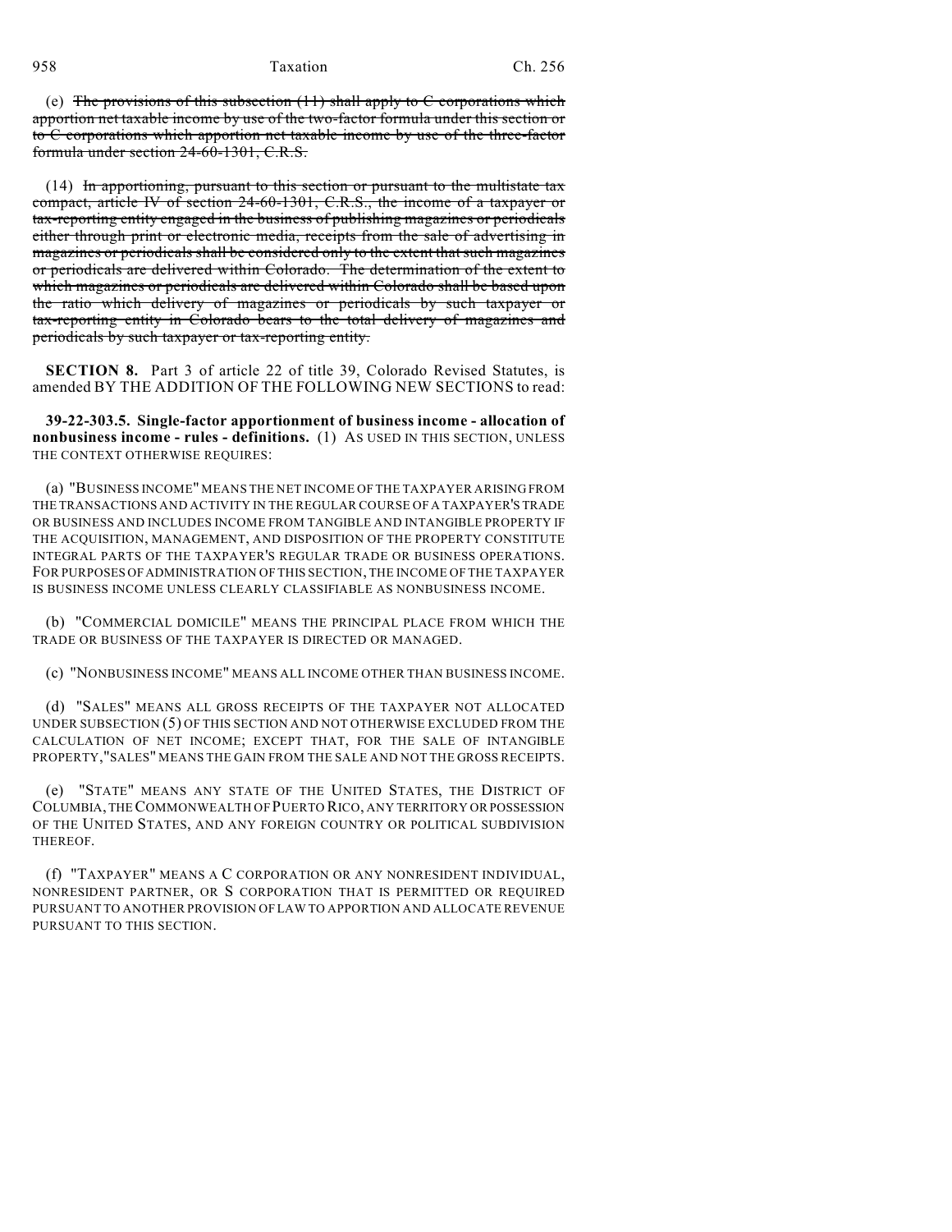(e) ~~The provisions of this subsection (11) shall apply to C corporations which apportion net taxable income by use of the two-factor formula under this section or to C corporations which apportion net taxable income by use of the three-factor formula under section 24-60-1301, C.R.S.~~

(14) ~~In apportioning, pursuant to this section or pursuant to the multistate tax compact, article IV of section 24-60-1301, C.R.S., the income of a taxpayer or tax-reporting entity engaged in the business of publishing magazines or periodicals either through print or electronic media, receipts from the sale of advertising in magazines or periodicals shall be considered only to the extent that such magazines or periodicals are delivered within Colorado. The determination of the extent to which magazines or periodicals are delivered within Colorado shall be based upon the ratio which delivery of magazines or periodicals by such taxpayer or tax-reporting entity in Colorado bears to the total delivery of magazines and periodicals by such taxpayer or tax-reporting entity.~~

**SECTION 8.** Part 3 of article 22 of title 39, Colorado Revised Statutes, is amended BY THE ADDITION OF THE FOLLOWING NEW SECTIONS to read:

**39-22-303.5. Single-factor apportionment of business income - allocation of nonbusiness income - rules - definitions.** (1) AS USED IN THIS SECTION, UNLESS THE CONTEXT OTHERWISE REQUIRES:

(a) "BUSINESS INCOME" MEANS THE NET INCOME OF THE TAXPAYER ARISING FROM THE TRANSACTIONS AND ACTIVITY IN THE REGULAR COURSE OF A TAXPAYER'S TRADE OR BUSINESS AND INCLUDES INCOME FROM TANGIBLE AND INTANGIBLE PROPERTY IF THE ACQUISITION, MANAGEMENT, AND DISPOSITION OF THE PROPERTY CONSTITUTE INTEGRAL PARTS OF THE TAXPAYER'S REGULAR TRADE OR BUSINESS OPERATIONS. FOR PURPOSES OF ADMINISTRATION OF THIS SECTION, THE INCOME OF THE TAXPAYER IS BUSINESS INCOME UNLESS CLEARLY CLASSIFIABLE AS NONBUSINESS INCOME.

(b) "COMMERCIAL DOMICILE" MEANS THE PRINCIPAL PLACE FROM WHICH THE TRADE OR BUSINESS OF THE TAXPAYER IS DIRECTED OR MANAGED.

(c) "NONBUSINESS INCOME" MEANS ALL INCOME OTHER THAN BUSINESS INCOME.

(d) "SALES" MEANS ALL GROSS RECEIPTS OF THE TAXPAYER NOT ALLOCATED UNDER SUBSECTION (5) OF THIS SECTION AND NOT OTHERWISE EXCLUDED FROM THE CALCULATION OF NET INCOME; EXCEPT THAT, FOR THE SALE OF INTANGIBLE PROPERTY,"SALES" MEANS THE GAIN FROM THE SALE AND NOT THE GROSS RECEIPTS.

(e) "STATE" MEANS ANY STATE OF THE UNITED STATES, THE DISTRICT OF COLUMBIA, THE COMMONWEALTH OF PUERTO RICO, ANY TERRITORY OR POSSESSION OF THE UNITED STATES, AND ANY FOREIGN COUNTRY OR POLITICAL SUBDIVISION THEREOF.

(f) "TAXPAYER" MEANS A C CORPORATION OR ANY NONRESIDENT INDIVIDUAL, NONRESIDENT PARTNER, OR S CORPORATION THAT IS PERMITTED OR REQUIRED PURSUANT TO ANOTHER PROVISION OF LAW TO APPORTION AND ALLOCATE REVENUE PURSUANT TO THIS SECTION.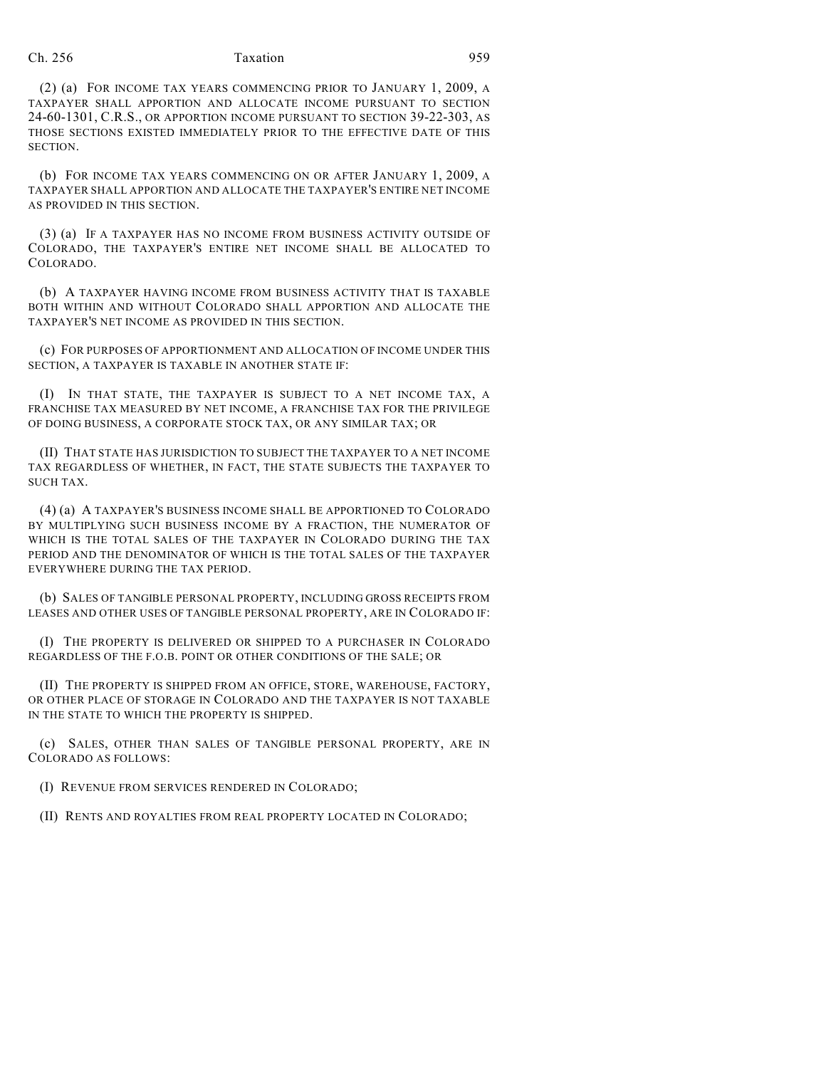(2) (a) FOR INCOME TAX YEARS COMMENCING PRIOR TO JANUARY 1, 2009, A TAXPAYER SHALL APPORTION AND ALLOCATE INCOME PURSUANT TO SECTION 24-60-1301, C.R.S., OR APPORTION INCOME PURSUANT TO SECTION 39-22-303, AS THOSE SECTIONS EXISTED IMMEDIATELY PRIOR TO THE EFFECTIVE DATE OF THIS SECTION.

(b) FOR INCOME TAX YEARS COMMENCING ON OR AFTER JANUARY 1, 2009, A TAXPAYER SHALL APPORTION AND ALLOCATE THE TAXPAYER'S ENTIRE NET INCOME AS PROVIDED IN THIS SECTION.

(3) (a) IF A TAXPAYER HAS NO INCOME FROM BUSINESS ACTIVITY OUTSIDE OF COLORADO, THE TAXPAYER'S ENTIRE NET INCOME SHALL BE ALLOCATED TO COLORADO.

(b) A TAXPAYER HAVING INCOME FROM BUSINESS ACTIVITY THAT IS TAXABLE BOTH WITHIN AND WITHOUT COLORADO SHALL APPORTION AND ALLOCATE THE TAXPAYER'S NET INCOME AS PROVIDED IN THIS SECTION.

(c) FOR PURPOSES OF APPORTIONMENT AND ALLOCATION OF INCOME UNDER THIS SECTION, A TAXPAYER IS TAXABLE IN ANOTHER STATE IF:

(I) IN THAT STATE, THE TAXPAYER IS SUBJECT TO A NET INCOME TAX, A FRANCHISE TAX MEASURED BY NET INCOME, A FRANCHISE TAX FOR THE PRIVILEGE OF DOING BUSINESS, A CORPORATE STOCK TAX, OR ANY SIMILAR TAX; OR

(II) THAT STATE HAS JURISDICTION TO SUBJECT THE TAXPAYER TO A NET INCOME TAX REGARDLESS OF WHETHER, IN FACT, THE STATE SUBJECTS THE TAXPAYER TO SUCH TAX.

(4) (a) A TAXPAYER'S BUSINESS INCOME SHALL BE APPORTIONED TO COLORADO BY MULTIPLYING SUCH BUSINESS INCOME BY A FRACTION, THE NUMERATOR OF WHICH IS THE TOTAL SALES OF THE TAXPAYER IN COLORADO DURING THE TAX PERIOD AND THE DENOMINATOR OF WHICH IS THE TOTAL SALES OF THE TAXPAYER EVERYWHERE DURING THE TAX PERIOD.

(b) SALES OF TANGIBLE PERSONAL PROPERTY, INCLUDING GROSS RECEIPTS FROM LEASES AND OTHER USES OF TANGIBLE PERSONAL PROPERTY, ARE IN COLORADO IF:

(I) THE PROPERTY IS DELIVERED OR SHIPPED TO A PURCHASER IN COLORADO REGARDLESS OF THE F.O.B. POINT OR OTHER CONDITIONS OF THE SALE; OR

(II) THE PROPERTY IS SHIPPED FROM AN OFFICE, STORE, WAREHOUSE, FACTORY, OR OTHER PLACE OF STORAGE IN COLORADO AND THE TAXPAYER IS NOT TAXABLE IN THE STATE TO WHICH THE PROPERTY IS SHIPPED.

(c) SALES, OTHER THAN SALES OF TANGIBLE PERSONAL PROPERTY, ARE IN COLORADO AS FOLLOWS:

(I) REVENUE FROM SERVICES RENDERED IN COLORADO;

(II) RENTS AND ROYALTIES FROM REAL PROPERTY LOCATED IN COLORADO;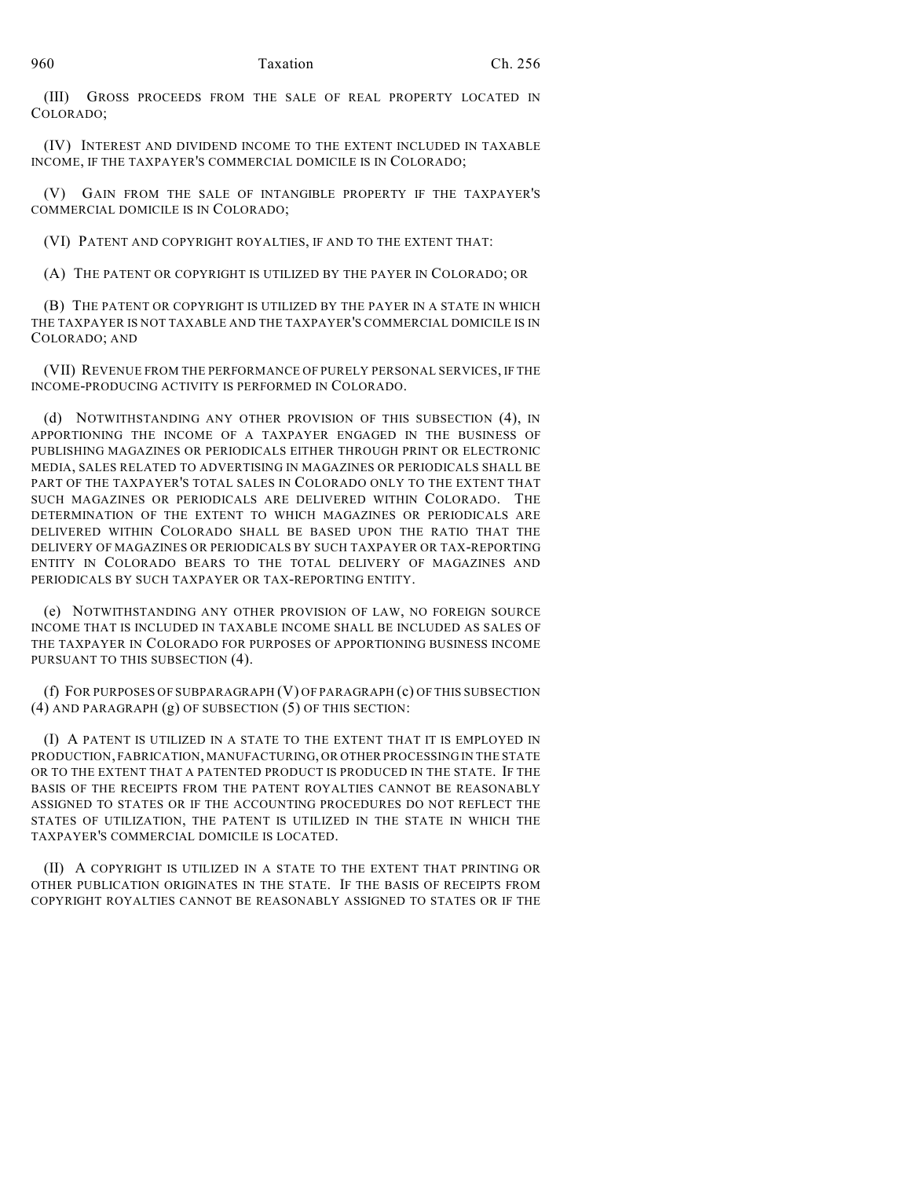(III) GROSS PROCEEDS FROM THE SALE OF REAL PROPERTY LOCATED IN COLORADO;

(IV) INTEREST AND DIVIDEND INCOME TO THE EXTENT INCLUDED IN TAXABLE INCOME, IF THE TAXPAYER'S COMMERCIAL DOMICILE IS IN COLORADO;

(V) GAIN FROM THE SALE OF INTANGIBLE PROPERTY IF THE TAXPAYER'S COMMERCIAL DOMICILE IS IN COLORADO;

(VI) PATENT AND COPYRIGHT ROYALTIES, IF AND TO THE EXTENT THAT:

(A) THE PATENT OR COPYRIGHT IS UTILIZED BY THE PAYER IN COLORADO; OR

(B) THE PATENT OR COPYRIGHT IS UTILIZED BY THE PAYER IN A STATE IN WHICH THE TAXPAYER IS NOT TAXABLE AND THE TAXPAYER'S COMMERCIAL DOMICILE IS IN COLORADO; AND

(VII) REVENUE FROM THE PERFORMANCE OF PURELY PERSONAL SERVICES, IF THE INCOME-PRODUCING ACTIVITY IS PERFORMED IN COLORADO.

(d) NOTWITHSTANDING ANY OTHER PROVISION OF THIS SUBSECTION (4), IN APPORTIONING THE INCOME OF A TAXPAYER ENGAGED IN THE BUSINESS OF PUBLISHING MAGAZINES OR PERIODICALS EITHER THROUGH PRINT OR ELECTRONIC MEDIA, SALES RELATED TO ADVERTISING IN MAGAZINES OR PERIODICALS SHALL BE PART OF THE TAXPAYER'S TOTAL SALES IN COLORADO ONLY TO THE EXTENT THAT SUCH MAGAZINES OR PERIODICALS ARE DELIVERED WITHIN COLORADO. THE DETERMINATION OF THE EXTENT TO WHICH MAGAZINES OR PERIODICALS ARE DELIVERED WITHIN COLORADO SHALL BE BASED UPON THE RATIO THAT THE DELIVERY OF MAGAZINES OR PERIODICALS BY SUCH TAXPAYER OR TAX-REPORTING ENTITY IN COLORADO BEARS TO THE TOTAL DELIVERY OF MAGAZINES AND PERIODICALS BY SUCH TAXPAYER OR TAX-REPORTING ENTITY.

(e) NOTWITHSTANDING ANY OTHER PROVISION OF LAW, NO FOREIGN SOURCE INCOME THAT IS INCLUDED IN TAXABLE INCOME SHALL BE INCLUDED AS SALES OF THE TAXPAYER IN COLORADO FOR PURPOSES OF APPORTIONING BUSINESS INCOME PURSUANT TO THIS SUBSECTION (4).

(f) FOR PURPOSES OF SUBPARAGRAPH (V) OF PARAGRAPH (c) OF THIS SUBSECTION (4) AND PARAGRAPH (g) OF SUBSECTION (5) OF THIS SECTION:

(I) A PATENT IS UTILIZED IN A STATE TO THE EXTENT THAT IT IS EMPLOYED IN PRODUCTION, FABRICATION, MANUFACTURING, OR OTHER PROCESSING IN THE STATE OR TO THE EXTENT THAT A PATENTED PRODUCT IS PRODUCED IN THE STATE. IF THE BASIS OF THE RECEIPTS FROM THE PATENT ROYALTIES CANNOT BE REASONABLY ASSIGNED TO STATES OR IF THE ACCOUNTING PROCEDURES DO NOT REFLECT THE STATES OF UTILIZATION, THE PATENT IS UTILIZED IN THE STATE IN WHICH THE TAXPAYER'S COMMERCIAL DOMICILE IS LOCATED.

(II) A COPYRIGHT IS UTILIZED IN A STATE TO THE EXTENT THAT PRINTING OR OTHER PUBLICATION ORIGINATES IN THE STATE. IF THE BASIS OF RECEIPTS FROM COPYRIGHT ROYALTIES CANNOT BE REASONABLY ASSIGNED TO STATES OR IF THE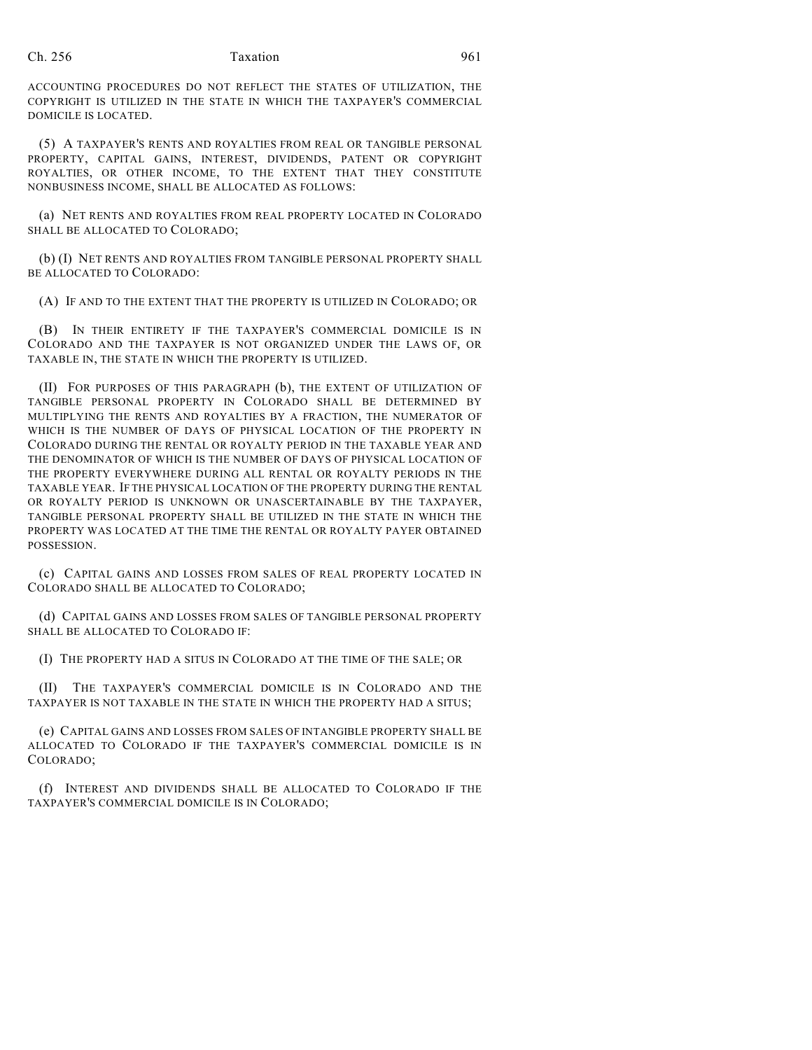ACCOUNTING PROCEDURES DO NOT REFLECT THE STATES OF UTILIZATION, THE COPYRIGHT IS UTILIZED IN THE STATE IN WHICH THE TAXPAYER'S COMMERCIAL DOMICILE IS LOCATED.

(5) A TAXPAYER'S RENTS AND ROYALTIES FROM REAL OR TANGIBLE PERSONAL PROPERTY, CAPITAL GAINS, INTEREST, DIVIDENDS, PATENT OR COPYRIGHT ROYALTIES, OR OTHER INCOME, TO THE EXTENT THAT THEY CONSTITUTE NONBUSINESS INCOME, SHALL BE ALLOCATED AS FOLLOWS:

(a) NET RENTS AND ROYALTIES FROM REAL PROPERTY LOCATED IN COLORADO SHALL BE ALLOCATED TO COLORADO;

(b) (I) NET RENTS AND ROYALTIES FROM TANGIBLE PERSONAL PROPERTY SHALL BE ALLOCATED TO COLORADO:

(A) IF AND TO THE EXTENT THAT THE PROPERTY IS UTILIZED IN COLORADO; OR

(B) IN THEIR ENTIRETY IF THE TAXPAYER'S COMMERCIAL DOMICILE IS IN COLORADO AND THE TAXPAYER IS NOT ORGANIZED UNDER THE LAWS OF, OR TAXABLE IN, THE STATE IN WHICH THE PROPERTY IS UTILIZED.

(II) FOR PURPOSES OF THIS PARAGRAPH (b), THE EXTENT OF UTILIZATION OF TANGIBLE PERSONAL PROPERTY IN COLORADO SHALL BE DETERMINED BY MULTIPLYING THE RENTS AND ROYALTIES BY A FRACTION, THE NUMERATOR OF WHICH IS THE NUMBER OF DAYS OF PHYSICAL LOCATION OF THE PROPERTY IN COLORADO DURING THE RENTAL OR ROYALTY PERIOD IN THE TAXABLE YEAR AND THE DENOMINATOR OF WHICH IS THE NUMBER OF DAYS OF PHYSICAL LOCATION OF THE PROPERTY EVERYWHERE DURING ALL RENTAL OR ROYALTY PERIODS IN THE TAXABLE YEAR. IF THE PHYSICAL LOCATION OF THE PROPERTY DURING THE RENTAL OR ROYALTY PERIOD IS UNKNOWN OR UNASCERTAINABLE BY THE TAXPAYER, TANGIBLE PERSONAL PROPERTY SHALL BE UTILIZED IN THE STATE IN WHICH THE PROPERTY WAS LOCATED AT THE TIME THE RENTAL OR ROYALTY PAYER OBTAINED POSSESSION.

(c) CAPITAL GAINS AND LOSSES FROM SALES OF REAL PROPERTY LOCATED IN COLORADO SHALL BE ALLOCATED TO COLORADO;

(d) CAPITAL GAINS AND LOSSES FROM SALES OF TANGIBLE PERSONAL PROPERTY SHALL BE ALLOCATED TO COLORADO IF:

(I) THE PROPERTY HAD A SITUS IN COLORADO AT THE TIME OF THE SALE; OR

(II) THE TAXPAYER'S COMMERCIAL DOMICILE IS IN COLORADO AND THE TAXPAYER IS NOT TAXABLE IN THE STATE IN WHICH THE PROPERTY HAD A SITUS;

(e) CAPITAL GAINS AND LOSSES FROM SALES OF INTANGIBLE PROPERTY SHALL BE ALLOCATED TO COLORADO IF THE TAXPAYER'S COMMERCIAL DOMICILE IS IN COLORADO;

(f) INTEREST AND DIVIDENDS SHALL BE ALLOCATED TO COLORADO IF THE TAXPAYER'S COMMERCIAL DOMICILE IS IN COLORADO;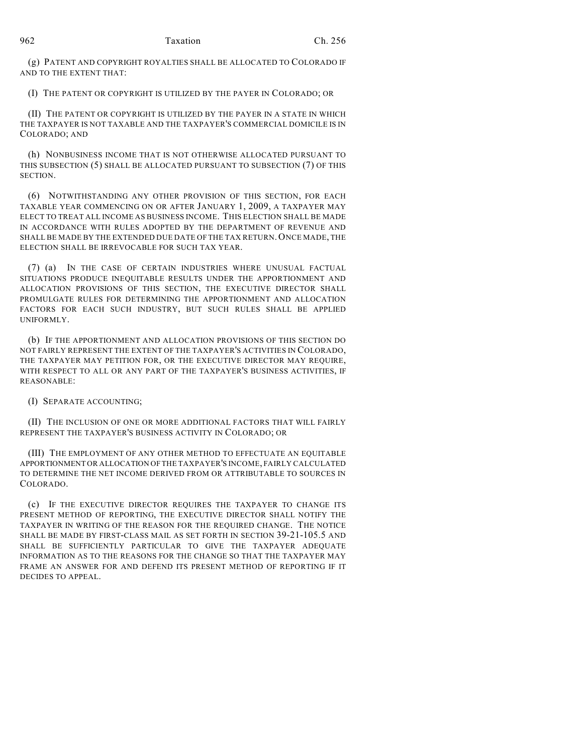(g) PATENT AND COPYRIGHT ROYALTIES SHALL BE ALLOCATED TO COLORADO IF AND TO THE EXTENT THAT:

(I) THE PATENT OR COPYRIGHT IS UTILIZED BY THE PAYER IN COLORADO; OR

(II) THE PATENT OR COPYRIGHT IS UTILIZED BY THE PAYER IN A STATE IN WHICH THE TAXPAYER IS NOT TAXABLE AND THE TAXPAYER'S COMMERCIAL DOMICILE IS IN COLORADO; AND

(h) NONBUSINESS INCOME THAT IS NOT OTHERWISE ALLOCATED PURSUANT TO THIS SUBSECTION (5) SHALL BE ALLOCATED PURSUANT TO SUBSECTION (7) OF THIS SECTION.

(6) NOTWITHSTANDING ANY OTHER PROVISION OF THIS SECTION, FOR EACH TAXABLE YEAR COMMENCING ON OR AFTER JANUARY 1, 2009, A TAXPAYER MAY ELECT TO TREAT ALL INCOME AS BUSINESS INCOME. THIS ELECTION SHALL BE MADE IN ACCORDANCE WITH RULES ADOPTED BY THE DEPARTMENT OF REVENUE AND SHALL BE MADE BY THE EXTENDED DUE DATE OF THE TAX RETURN. ONCE MADE, THE ELECTION SHALL BE IRREVOCABLE FOR SUCH TAX YEAR.

(7) (a) IN THE CASE OF CERTAIN INDUSTRIES WHERE UNUSUAL FACTUAL SITUATIONS PRODUCE INEQUITABLE RESULTS UNDER THE APPORTIONMENT AND ALLOCATION PROVISIONS OF THIS SECTION, THE EXECUTIVE DIRECTOR SHALL PROMULGATE RULES FOR DETERMINING THE APPORTIONMENT AND ALLOCATION FACTORS FOR EACH SUCH INDUSTRY, BUT SUCH RULES SHALL BE APPLIED UNIFORMLY.

(b) IF THE APPORTIONMENT AND ALLOCATION PROVISIONS OF THIS SECTION DO NOT FAIRLY REPRESENT THE EXTENT OF THE TAXPAYER'S ACTIVITIES IN COLORADO, THE TAXPAYER MAY PETITION FOR, OR THE EXECUTIVE DIRECTOR MAY REQUIRE, WITH RESPECT TO ALL OR ANY PART OF THE TAXPAYER'S BUSINESS ACTIVITIES, IF REASONABLE:

(I) SEPARATE ACCOUNTING;

(II) THE INCLUSION OF ONE OR MORE ADDITIONAL FACTORS THAT WILL FAIRLY REPRESENT THE TAXPAYER'S BUSINESS ACTIVITY IN COLORADO; OR

(III) THE EMPLOYMENT OF ANY OTHER METHOD TO EFFECTUATE AN EQUITABLE APPORTIONMENT OR ALLOCATION OF THE TAXPAYER'S INCOME, FAIRLY CALCULATED TO DETERMINE THE NET INCOME DERIVED FROM OR ATTRIBUTABLE TO SOURCES IN COLORADO.

(c) IF THE EXECUTIVE DIRECTOR REQUIRES THE TAXPAYER TO CHANGE ITS PRESENT METHOD OF REPORTING, THE EXECUTIVE DIRECTOR SHALL NOTIFY THE TAXPAYER IN WRITING OF THE REASON FOR THE REQUIRED CHANGE. THE NOTICE SHALL BE MADE BY FIRST-CLASS MAIL AS SET FORTH IN SECTION 39-21-105.5 AND SHALL BE SUFFICIENTLY PARTICULAR TO GIVE THE TAXPAYER ADEQUATE INFORMATION AS TO THE REASONS FOR THE CHANGE SO THAT THE TAXPAYER MAY FRAME AN ANSWER FOR AND DEFEND ITS PRESENT METHOD OF REPORTING IF IT DECIDES TO APPEAL.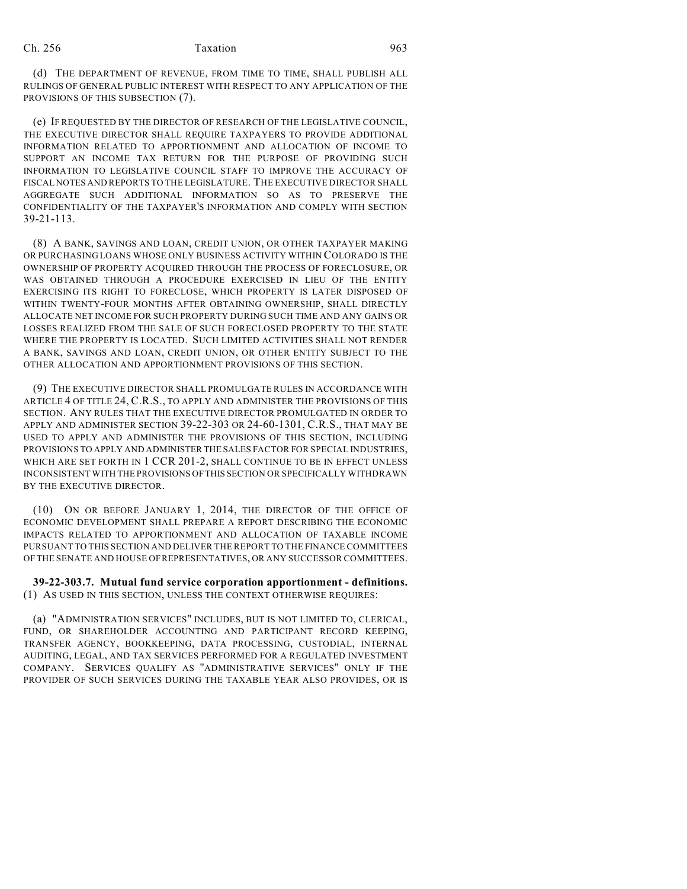(d) THE DEPARTMENT OF REVENUE, FROM TIME TO TIME, SHALL PUBLISH ALL RULINGS OF GENERAL PUBLIC INTEREST WITH RESPECT TO ANY APPLICATION OF THE PROVISIONS OF THIS SUBSECTION (7).

(e) IF REQUESTED BY THE DIRECTOR OF RESEARCH OF THE LEGISLATIVE COUNCIL, THE EXECUTIVE DIRECTOR SHALL REQUIRE TAXPAYERS TO PROVIDE ADDITIONAL INFORMATION RELATED TO APPORTIONMENT AND ALLOCATION OF INCOME TO SUPPORT AN INCOME TAX RETURN FOR THE PURPOSE OF PROVIDING SUCH INFORMATION TO LEGISLATIVE COUNCIL STAFF TO IMPROVE THE ACCURACY OF FISCAL NOTES AND REPORTS TO THE LEGISLATURE. THE EXECUTIVE DIRECTOR SHALL AGGREGATE SUCH ADDITIONAL INFORMATION SO AS TO PRESERVE THE CONFIDENTIALITY OF THE TAXPAYER'S INFORMATION AND COMPLY WITH SECTION 39-21-113.

(8) A BANK, SAVINGS AND LOAN, CREDIT UNION, OR OTHER TAXPAYER MAKING OR PURCHASING LOANS WHOSE ONLY BUSINESS ACTIVITY WITHIN COLORADO IS THE OWNERSHIP OF PROPERTY ACQUIRED THROUGH THE PROCESS OF FORECLOSURE, OR WAS OBTAINED THROUGH A PROCEDURE EXERCISED IN LIEU OF THE ENTITY EXERCISING ITS RIGHT TO FORECLOSE, WHICH PROPERTY IS LATER DISPOSED OF WITHIN TWENTY-FOUR MONTHS AFTER OBTAINING OWNERSHIP, SHALL DIRECTLY ALLOCATE NET INCOME FOR SUCH PROPERTY DURING SUCH TIME AND ANY GAINS OR LOSSES REALIZED FROM THE SALE OF SUCH FORECLOSED PROPERTY TO THE STATE WHERE THE PROPERTY IS LOCATED. SUCH LIMITED ACTIVITIES SHALL NOT RENDER A BANK, SAVINGS AND LOAN, CREDIT UNION, OR OTHER ENTITY SUBJECT TO THE OTHER ALLOCATION AND APPORTIONMENT PROVISIONS OF THIS SECTION.

(9) THE EXECUTIVE DIRECTOR SHALL PROMULGATE RULES IN ACCORDANCE WITH ARTICLE 4 OF TITLE 24, C.R.S., TO APPLY AND ADMINISTER THE PROVISIONS OF THIS SECTION. ANY RULES THAT THE EXECUTIVE DIRECTOR PROMULGATED IN ORDER TO APPLY AND ADMINISTER SECTION 39-22-303 OR 24-60-1301, C.R.S., THAT MAY BE USED TO APPLY AND ADMINISTER THE PROVISIONS OF THIS SECTION, INCLUDING PROVISIONS TO APPLY AND ADMINISTER THE SALES FACTOR FOR SPECIAL INDUSTRIES, WHICH ARE SET FORTH IN 1 CCR 201-2, SHALL CONTINUE TO BE IN EFFECT UNLESS INCONSISTENT WITH THE PROVISIONS OF THIS SECTION OR SPECIFICALLY WITHDRAWN BY THE EXECUTIVE DIRECTOR.

(10) ON OR BEFORE JANUARY 1, 2014, THE DIRECTOR OF THE OFFICE OF ECONOMIC DEVELOPMENT SHALL PREPARE A REPORT DESCRIBING THE ECONOMIC IMPACTS RELATED TO APPORTIONMENT AND ALLOCATION OF TAXABLE INCOME PURSUANT TO THIS SECTION AND DELIVER THE REPORT TO THE FINANCE COMMITTEES OF THE SENATE AND HOUSE OF REPRESENTATIVES, OR ANY SUCCESSOR COMMITTEES.

**39-22-303.7. Mutual fund service corporation apportionment - definitions.** (1) AS USED IN THIS SECTION, UNLESS THE CONTEXT OTHERWISE REQUIRES:

(a) "ADMINISTRATION SERVICES" INCLUDES, BUT IS NOT LIMITED TO, CLERICAL, FUND, OR SHAREHOLDER ACCOUNTING AND PARTICIPANT RECORD KEEPING, TRANSFER AGENCY, BOOKKEEPING, DATA PROCESSING, CUSTODIAL, INTERNAL AUDITING, LEGAL, AND TAX SERVICES PERFORMED FOR A REGULATED INVESTMENT COMPANY. SERVICES QUALIFY AS "ADMINISTRATIVE SERVICES" ONLY IF THE PROVIDER OF SUCH SERVICES DURING THE TAXABLE YEAR ALSO PROVIDES, OR IS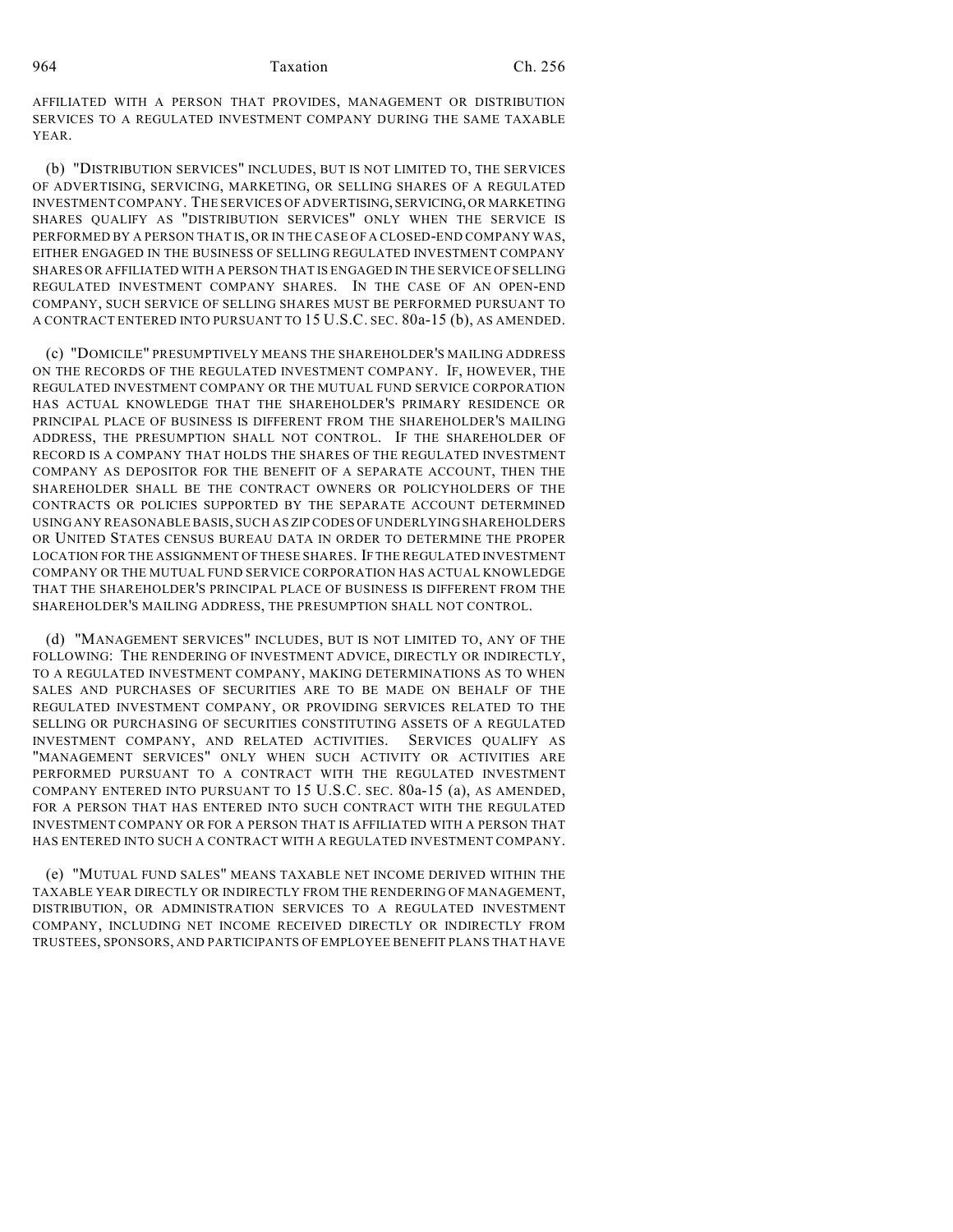AFFILIATED WITH A PERSON THAT PROVIDES, MANAGEMENT OR DISTRIBUTION SERVICES TO A REGULATED INVESTMENT COMPANY DURING THE SAME TAXABLE YEAR.

(b) "DISTRIBUTION SERVICES" INCLUDES, BUT IS NOT LIMITED TO, THE SERVICES OF ADVERTISING, SERVICING, MARKETING, OR SELLING SHARES OF A REGULATED INVESTMENT COMPANY. THE SERVICES OF ADVERTISING, SERVICING, OR MARKETING SHARES QUALIFY AS "DISTRIBUTION SERVICES" ONLY WHEN THE SERVICE IS PERFORMED BY A PERSON THAT IS, OR IN THE CASE OF A CLOSED-END COMPANY WAS, EITHER ENGAGED IN THE BUSINESS OF SELLING REGULATED INVESTMENT COMPANY SHARES OR AFFILIATED WITH A PERSON THAT IS ENGAGED IN THE SERVICE OF SELLING REGULATED INVESTMENT COMPANY SHARES. IN THE CASE OF AN OPEN-END COMPANY, SUCH SERVICE OF SELLING SHARES MUST BE PERFORMED PURSUANT TO A CONTRACT ENTERED INTO PURSUANT TO 15 U.S.C. SEC. 80a-15 (b), AS AMENDED.

(c) "DOMICILE" PRESUMPTIVELY MEANS THE SHAREHOLDER'S MAILING ADDRESS ON THE RECORDS OF THE REGULATED INVESTMENT COMPANY. IF, HOWEVER, THE REGULATED INVESTMENT COMPANY OR THE MUTUAL FUND SERVICE CORPORATION HAS ACTUAL KNOWLEDGE THAT THE SHAREHOLDER'S PRIMARY RESIDENCE OR PRINCIPAL PLACE OF BUSINESS IS DIFFERENT FROM THE SHAREHOLDER'S MAILING ADDRESS, THE PRESUMPTION SHALL NOT CONTROL. IF THE SHAREHOLDER OF RECORD IS A COMPANY THAT HOLDS THE SHARES OF THE REGULATED INVESTMENT COMPANY AS DEPOSITOR FOR THE BENEFIT OF A SEPARATE ACCOUNT, THEN THE SHAREHOLDER SHALL BE THE CONTRACT OWNERS OR POLICYHOLDERS OF THE CONTRACTS OR POLICIES SUPPORTED BY THE SEPARATE ACCOUNT DETERMINED USING ANY REASONABLE BASIS, SUCH AS ZIP CODES OF UNDERLYING SHAREHOLDERS OR UNITED STATES CENSUS BUREAU DATA IN ORDER TO DETERMINE THE PROPER LOCATION FOR THE ASSIGNMENT OF THESE SHARES. IF THE REGULATED INVESTMENT COMPANY OR THE MUTUAL FUND SERVICE CORPORATION HAS ACTUAL KNOWLEDGE THAT THE SHAREHOLDER'S PRINCIPAL PLACE OF BUSINESS IS DIFFERENT FROM THE SHAREHOLDER'S MAILING ADDRESS, THE PRESUMPTION SHALL NOT CONTROL.

(d) "MANAGEMENT SERVICES" INCLUDES, BUT IS NOT LIMITED TO, ANY OF THE FOLLOWING: THE RENDERING OF INVESTMENT ADVICE, DIRECTLY OR INDIRECTLY, TO A REGULATED INVESTMENT COMPANY, MAKING DETERMINATIONS AS TO WHEN SALES AND PURCHASES OF SECURITIES ARE TO BE MADE ON BEHALF OF THE REGULATED INVESTMENT COMPANY, OR PROVIDING SERVICES RELATED TO THE SELLING OR PURCHASING OF SECURITIES CONSTITUTING ASSETS OF A REGULATED INVESTMENT COMPANY, AND RELATED ACTIVITIES. SERVICES QUALIFY AS "MANAGEMENT SERVICES" ONLY WHEN SUCH ACTIVITY OR ACTIVITIES ARE PERFORMED PURSUANT TO A CONTRACT WITH THE REGULATED INVESTMENT COMPANY ENTERED INTO PURSUANT TO 15 U.S.C. SEC. 80a-15 (a), AS AMENDED, FOR A PERSON THAT HAS ENTERED INTO SUCH CONTRACT WITH THE REGULATED INVESTMENT COMPANY OR FOR A PERSON THAT IS AFFILIATED WITH A PERSON THAT HAS ENTERED INTO SUCH A CONTRACT WITH A REGULATED INVESTMENT COMPANY.

(e) "MUTUAL FUND SALES" MEANS TAXABLE NET INCOME DERIVED WITHIN THE TAXABLE YEAR DIRECTLY OR INDIRECTLY FROM THE RENDERING OF MANAGEMENT, DISTRIBUTION, OR ADMINISTRATION SERVICES TO A REGULATED INVESTMENT COMPANY, INCLUDING NET INCOME RECEIVED DIRECTLY OR INDIRECTLY FROM TRUSTEES, SPONSORS, AND PARTICIPANTS OF EMPLOYEE BENEFIT PLANS THAT HAVE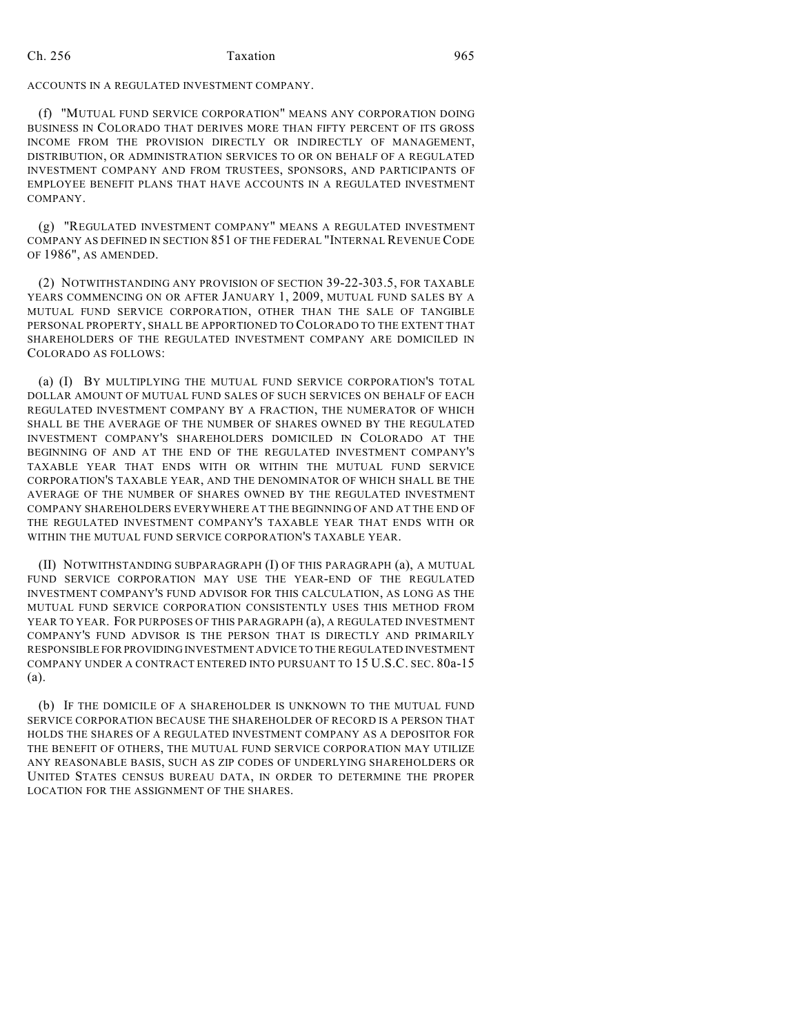ACCOUNTS IN A REGULATED INVESTMENT COMPANY.

(f) "MUTUAL FUND SERVICE CORPORATION" MEANS ANY CORPORATION DOING BUSINESS IN COLORADO THAT DERIVES MORE THAN FIFTY PERCENT OF ITS GROSS INCOME FROM THE PROVISION DIRECTLY OR INDIRECTLY OF MANAGEMENT, DISTRIBUTION, OR ADMINISTRATION SERVICES TO OR ON BEHALF OF A REGULATED INVESTMENT COMPANY AND FROM TRUSTEES, SPONSORS, AND PARTICIPANTS OF EMPLOYEE BENEFIT PLANS THAT HAVE ACCOUNTS IN A REGULATED INVESTMENT COMPANY.

(g) "REGULATED INVESTMENT COMPANY" MEANS A REGULATED INVESTMENT COMPANY AS DEFINED IN SECTION 851 OF THE FEDERAL "INTERNAL REVENUE CODE OF 1986", AS AMENDED.

(2) NOTWITHSTANDING ANY PROVISION OF SECTION 39-22-303.5, FOR TAXABLE YEARS COMMENCING ON OR AFTER JANUARY 1, 2009, MUTUAL FUND SALES BY A MUTUAL FUND SERVICE CORPORATION, OTHER THAN THE SALE OF TANGIBLE PERSONAL PROPERTY, SHALL BE APPORTIONED TO COLORADO TO THE EXTENT THAT SHAREHOLDERS OF THE REGULATED INVESTMENT COMPANY ARE DOMICILED IN COLORADO AS FOLLOWS:

(a) (I) BY MULTIPLYING THE MUTUAL FUND SERVICE CORPORATION'S TOTAL DOLLAR AMOUNT OF MUTUAL FUND SALES OF SUCH SERVICES ON BEHALF OF EACH REGULATED INVESTMENT COMPANY BY A FRACTION, THE NUMERATOR OF WHICH SHALL BE THE AVERAGE OF THE NUMBER OF SHARES OWNED BY THE REGULATED INVESTMENT COMPANY'S SHAREHOLDERS DOMICILED IN COLORADO AT THE BEGINNING OF AND AT THE END OF THE REGULATED INVESTMENT COMPANY'S TAXABLE YEAR THAT ENDS WITH OR WITHIN THE MUTUAL FUND SERVICE CORPORATION'S TAXABLE YEAR, AND THE DENOMINATOR OF WHICH SHALL BE THE AVERAGE OF THE NUMBER OF SHARES OWNED BY THE REGULATED INVESTMENT COMPANY SHAREHOLDERS EVERYWHERE AT THE BEGINNING OF AND AT THE END OF THE REGULATED INVESTMENT COMPANY'S TAXABLE YEAR THAT ENDS WITH OR WITHIN THE MUTUAL FUND SERVICE CORPORATION'S TAXABLE YEAR.

(II) NOTWITHSTANDING SUBPARAGRAPH (I) OF THIS PARAGRAPH (a), A MUTUAL FUND SERVICE CORPORATION MAY USE THE YEAR-END OF THE REGULATED INVESTMENT COMPANY'S FUND ADVISOR FOR THIS CALCULATION, AS LONG AS THE MUTUAL FUND SERVICE CORPORATION CONSISTENTLY USES THIS METHOD FROM YEAR TO YEAR. FOR PURPOSES OF THIS PARAGRAPH (a), A REGULATED INVESTMENT COMPANY'S FUND ADVISOR IS THE PERSON THAT IS DIRECTLY AND PRIMARILY RESPONSIBLE FOR PROVIDING INVESTMENT ADVICE TO THE REGULATED INVESTMENT COMPANY UNDER A CONTRACT ENTERED INTO PURSUANT TO 15 U.S.C. SEC. 80a-15 (a).

(b) IF THE DOMICILE OF A SHAREHOLDER IS UNKNOWN TO THE MUTUAL FUND SERVICE CORPORATION BECAUSE THE SHAREHOLDER OF RECORD IS A PERSON THAT HOLDS THE SHARES OF A REGULATED INVESTMENT COMPANY AS A DEPOSITOR FOR THE BENEFIT OF OTHERS, THE MUTUAL FUND SERVICE CORPORATION MAY UTILIZE ANY REASONABLE BASIS, SUCH AS ZIP CODES OF UNDERLYING SHAREHOLDERS OR UNITED STATES CENSUS BUREAU DATA, IN ORDER TO DETERMINE THE PROPER LOCATION FOR THE ASSIGNMENT OF THE SHARES.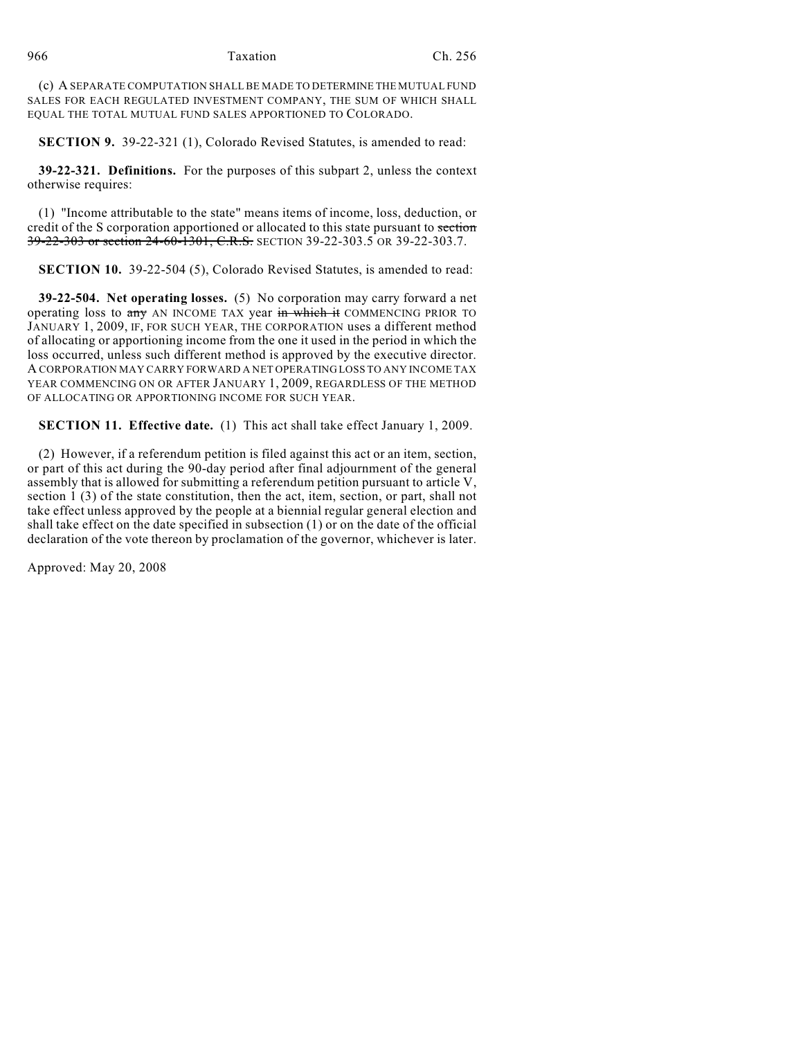(c) A SEPARATE COMPUTATION SHALL BE MADE TO DETERMINE THE MUTUAL FUND SALES FOR EACH REGULATED INVESTMENT COMPANY, THE SUM OF WHICH SHALL EQUAL THE TOTAL MUTUAL FUND SALES APPORTIONED TO COLORADO.

**SECTION 9.** 39-22-321 (1), Colorado Revised Statutes, is amended to read:

**39-22-321. Definitions.** For the purposes of this subpart 2, unless the context otherwise requires:

(1) "Income attributable to the state" means items of income, loss, deduction, or credit of the S corporation apportioned or allocated to this state pursuant to ~~section 39-22-303 or section 24-60-1301, C.R.S.~~ SECTION 39-22-303.5 OR 39-22-303.7.

**SECTION 10.** 39-22-504 (5), Colorado Revised Statutes, is amended to read:

**39-22-504. Net operating losses.** (5) No corporation may carry forward a net operating loss to ~~any~~ AN INCOME TAX year ~~in which it~~ COMMENCING PRIOR TO JANUARY 1, 2009, IF, FOR SUCH YEAR, THE CORPORATION uses a different method of allocating or apportioning income from the one it used in the period in which the loss occurred, unless such different method is approved by the executive director. A CORPORATION MAY CARRY FORWARD A NET OPERATING LOSS TO ANY INCOME TAX YEAR COMMENCING ON OR AFTER JANUARY 1, 2009, REGARDLESS OF THE METHOD OF ALLOCATING OR APPORTIONING INCOME FOR SUCH YEAR.

**SECTION 11. Effective date.** (1) This act shall take effect January 1, 2009.

(2) However, if a referendum petition is filed against this act or an item, section, or part of this act during the 90-day period after final adjournment of the general assembly that is allowed for submitting a referendum petition pursuant to article V, section 1 (3) of the state constitution, then the act, item, section, or part, shall not take effect unless approved by the people at a biennial regular general election and shall take effect on the date specified in subsection (1) or on the date of the official declaration of the vote thereon by proclamation of the governor, whichever is later.

Approved: May 20, 2008